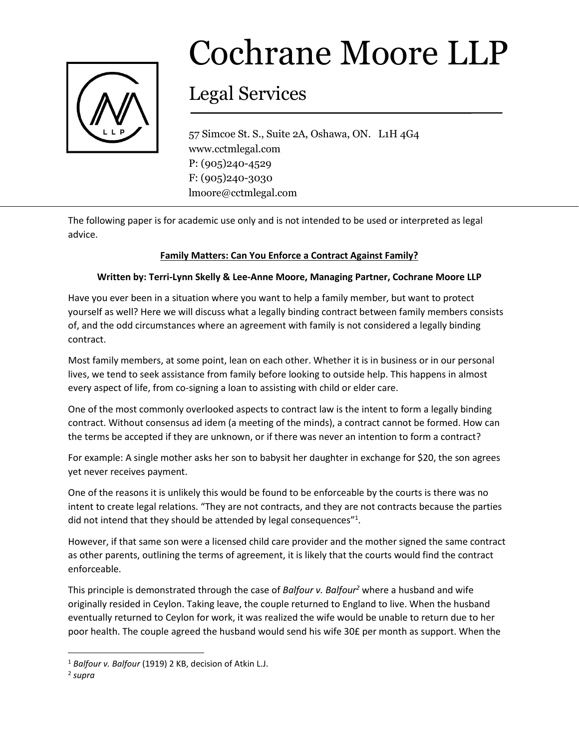# Cochrane Moore LLP

## Legal Services

57 Simcoe St. S., Suite 2A, Oshawa, ON. L1H 4G4
www.cctmlegal.com
P: (905)240-4529
F: (905)240-3030
lmoore@cctmlegal.com

---

The following paper is for academic use only and is not intended to be used or interpreted as legal advice.

**Family Matters: Can You Enforce a Contract Against Family?**

**Written by: Terri-Lynn Skelly & Lee-Anne Moore, Managing Partner, Cochrane Moore LLP**

Have you ever been in a situation where you want to help a family member, but want to protect yourself as well? Here we will discuss what a legally binding contract between family members consists of, and the odd circumstances where an agreement with family is not considered a legally binding contract.

Most family members, at some point, lean on each other. Whether it is in business or in our personal lives, we tend to seek assistance from family before looking to outside help. This happens in almost every aspect of life, from co-signing a loan to assisting with child or elder care.

One of the most commonly overlooked aspects to contract law is the intent to form a legally binding contract. Without consensus ad idem (a meeting of the minds), a contract cannot be formed. How can the terms be accepted if they are unknown, or if there was never an intention to form a contract?

For example: A single mother asks her son to babysit her daughter in exchange for $20, the son agrees yet never receives payment.

One of the reasons it is unlikely this would be found to be enforceable by the courts is there was no intent to create legal relations. "They are not contracts, and they are not contracts because the parties did not intend that they should be attended by legal consequences"[1].

However, if that same son were a licensed child care provider and the mother signed the same contract as other parents, outlining the terms of agreement, it is likely that the courts would find the contract enforceable.

This principle is demonstrated through the case of *Balfour v. Balfour*[2] where a husband and wife originally resided in Ceylon. Taking leave, the couple returned to England to live. When the husband eventually returned to Ceylon for work, it was realized the wife would be unable to return due to her poor health. The couple agreed the husband would send his wife 30£ per month as support. When the

---

[1] *Balfour v. Balfour* (1919) 2 KB, decision of Atkin L.J.

[2] *supra*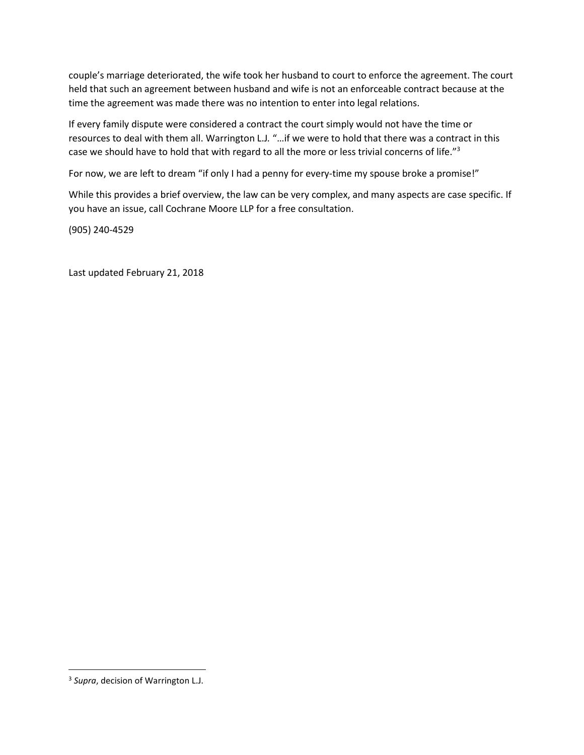couple's marriage deteriorated, the wife took her husband to court to enforce the agreement. The court held that such an agreement between husband and wife is not an enforceable contract because at the time the agreement was made there was no intention to enter into legal relations.

If every family dispute were considered a contract the court simply would not have the time or resources to deal with them all. Warrington L.J. "…if we were to hold that there was a contract in this case we should have to hold that with regard to all the more or less trivial concerns of life."[3]

For now, we are left to dream "if only I had a penny for every-time my spouse broke a promise!"

While this provides a brief overview, the law can be very complex, and many aspects are case specific. If you have an issue, call Cochrane Moore LLP for a free consultation.

(905) 240-4529

Last updated February 21, 2018

---

[3] *Supra*, decision of Warrington L.J.